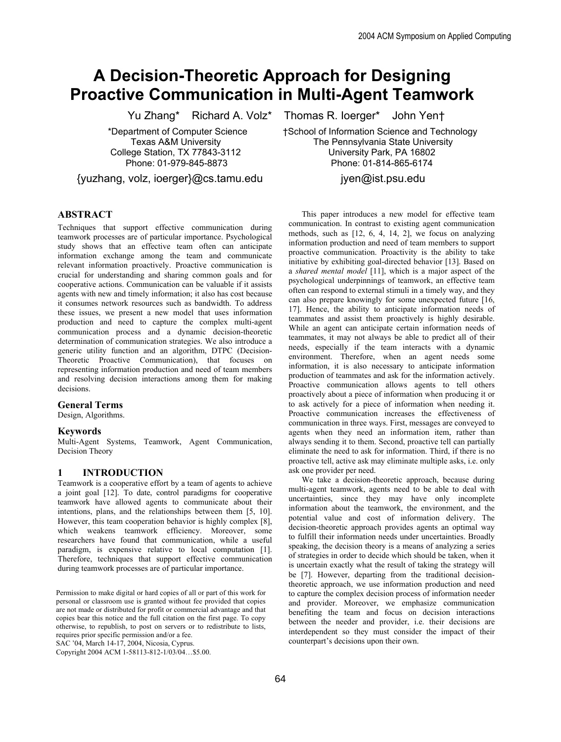# A Decision-Theoretic Approach for Designing Proactive Communication in Multi-Agent Teamwork

Yu Zhang* Richard A. Volz* Thomas R. Ioerger* John Yen†

*Department of Computer Science
Texas A&M University
College Station, TX 77843-3112
Phone: 01-979-845-8873
{yuzhang, volz, ioerger}@cs.tamu.edu

†School of Information Science and Technology
The Pennsylvania State University
University Park, PA 16802
Phone: 01-814-865-6174
jyen@ist.psu.edu

## ABSTRACT

Techniques that support effective communication during teamwork processes are of particular importance. Psychological study shows that an effective team often can anticipate information exchange among the team and communicate relevant information proactively. Proactive communication is crucial for understanding and sharing common goals and for cooperative actions. Communication can be valuable if it assists agents with new and timely information; it also has cost because it consumes network resources such as bandwidth. To address these issues, we present a new model that uses information production and need to capture the complex multi-agent communication process and a dynamic decision-theoretic determination of communication strategies. We also introduce a generic utility function and an algorithm, DTPC (Decision-Theoretic Proactive Communication), that focuses on representing information production and need of team members and resolving decision interactions among them for making decisions.

## General Terms

Design, Algorithms.

## Keywords

Multi-Agent Systems, Teamwork, Agent Communication, Decision Theory

## 1 INTRODUCTION

Teamwork is a cooperative effort by a team of agents to achieve a joint goal [12]. To date, control paradigms for cooperative teamwork have allowed agents to communicate about their intentions, plans, and the relationships between them [5, 10]. However, this team cooperation behavior is highly complex [8], which weakens teamwork efficiency. Moreover, some researchers have found that communication, while a useful paradigm, is expensive relative to local computation [1]. Therefore, techniques that support effective communication during teamwork processes are of particular importance.

Permission to make digital or hard copies of all or part of this work for personal or classroom use is granted without fee provided that copies are not made or distributed for profit or commercial advantage and that copies bear this notice and the full citation on the first page. To copy otherwise, to republish, to post on servers or to redistribute to lists, requires prior specific permission and/or a fee.
SAC '04, March 14-17, 2004, Nicosia, Cyprus.
Copyright 2004 ACM 1-58113-812-1/03/04…$5.00.

This paper introduces a new model for effective team communication. In contrast to existing agent communication methods, such as [12, 6, 4, 14, 2], we focus on analyzing information production and need of team members to support proactive communication. Proactivity is the ability to take initiative by exhibiting goal-directed behavior [13]. Based on a *shared mental model* [11], which is a major aspect of the psychological underpinnings of teamwork, an effective team often can respond to external stimuli in a timely way, and they can also prepare knowingly for some unexpected future [16, 17]. Hence, the ability to anticipate information needs of teammates and assist them proactively is highly desirable. While an agent can anticipate certain information needs of teammates, it may not always be able to predict all of their needs, especially if the team interacts with a dynamic environment. Therefore, when an agent needs some information, it is also necessary to anticipate information production of teammates and ask for the information actively. Proactive communication allows agents to tell others proactively about a piece of information when producing it or to ask actively for a piece of information when needing it. Proactive communication increases the effectiveness of communication in three ways. First, messages are conveyed to agents when they need an information item, rather than always sending it to them. Second, proactive tell can partially eliminate the need to ask for information. Third, if there is no proactive tell, active ask may eliminate multiple asks, i.e. only ask one provider per need.

We take a decision-theoretic approach, because during multi-agent teamwork, agents need to be able to deal with uncertainties, since they may have only incomplete information about the teamwork, the environment, and the potential value and cost of information delivery. The decision-theoretic approach provides agents an optimal way to fulfill their information needs under uncertainties. Broadly speaking, the decision theory is a means of analyzing a series of strategies in order to decide which should be taken, when it is uncertain exactly what the result of taking the strategy will be [7]. However, departing from the traditional decision-theoretic approach, we use information production and need to capture the complex decision process of information needer and provider. Moreover, we emphasize communication benefiting the team and focus on decision interactions between the needer and provider, i.e. their decisions are interdependent so they must consider the impact of their counterpart's decisions upon their own.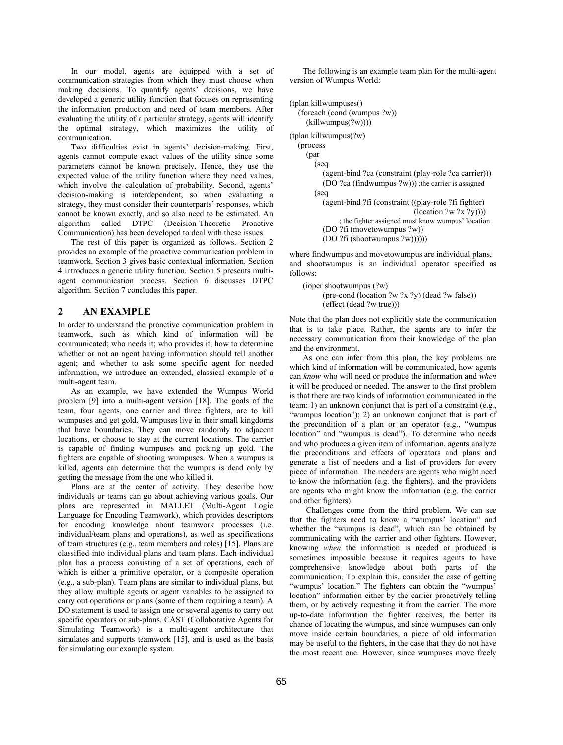In our model, agents are equipped with a set of communication strategies from which they must choose when making decisions. To quantify agents' decisions, we have developed a generic utility function that focuses on representing the information production and need of team members. After evaluating the utility of a particular strategy, agents will identify the optimal strategy, which maximizes the utility of communication.

Two difficulties exist in agents' decision-making. First, agents cannot compute exact values of the utility since some parameters cannot be known precisely. Hence, they use the expected value of the utility function where they need values, which involve the calculation of probability. Second, agents' decision-making is interdependent, so when evaluating a strategy, they must consider their counterparts' responses, which cannot be known exactly, and so also need to be estimated. An algorithm called DTPC (Decision-Theoretic Proactive Communication) has been developed to deal with these issues.

The rest of this paper is organized as follows. Section 2 provides an example of the proactive communication problem in teamwork. Section 3 gives basic contextual information. Section 4 introduces a generic utility function. Section 5 presents multi-agent communication process. Section 6 discusses DTPC algorithm. Section 7 concludes this paper.

## 2 AN EXAMPLE

In order to understand the proactive communication problem in teamwork, such as which kind of information will be communicated; who needs it; who provides it; how to determine whether or not an agent having information should tell another agent; and whether to ask some specific agent for needed information, we introduce an extended, classical example of a multi-agent team.

As an example, we have extended the Wumpus World problem [9] into a multi-agent version [18]. The goals of the team, four agents, one carrier and three fighters, are to kill wumpuses and get gold. Wumpuses live in their small kingdoms that have boundaries. They can move randomly to adjacent locations, or choose to stay at the current locations. The carrier is capable of finding wumpuses and picking up gold. The fighters are capable of shooting wumpuses. When a wumpus is killed, agents can determine that the wumpus is dead only by getting the message from the one who killed it.

Plans are at the center of activity. They describe how individuals or teams can go about achieving various goals. Our plans are represented in MALLET (Multi-Agent Logic Language for Encoding Teamwork), which provides descriptors for encoding knowledge about teamwork processes (i.e. individual/team plans and operations), as well as specifications of team structures (e.g., team members and roles) [15]. Plans are classified into individual plans and team plans. Each individual plan has a process consisting of a set of operations, each of which is either a primitive operator, or a composite operation (e.g., a sub-plan). Team plans are similar to individual plans, but they allow multiple agents or agent variables to be assigned to carry out operations or plans (some of them requiring a team). A DO statement is used to assign one or several agents to carry out specific operators or sub-plans. CAST (Collaborative Agents for Simulating Teamwork) is a multi-agent architecture that simulates and supports teamwork [15], and is used as the basis for simulating our example system.

The following is an example team plan for the multi-agent version of Wumpus World:

```
(tplan killwumpuses()
   (foreach (cond (wumpus ?w))
      (killwumpus(?w))))

(tplan killwumpus(?w)
   (process
      (par
         (seq
            (agent-bind ?ca (constraint (play-role ?ca carrier)))
            (DO ?ca (findwumpus ?w))) ;the carrier is assigned
         (seq
            (agent-bind ?fi (constraint ((play-role ?fi fighter)
                                          (location ?w ?x ?y))))
                  ; the fighter assigned must know wumpus' location
            (DO ?fi (movetowumpus ?w))
            (DO ?fi (shootwumpus ?w))))))
```

where findwumpus and movetowumpus are individual plans, and shootwumpus is an individual operator specified as follows:

```
(ioper shootwumpus (?w)
      (pre-cond (location ?w ?x ?y) (dead ?w false))
      (effect (dead ?w true)))
```

Note that the plan does not explicitly state the communication that is to take place. Rather, the agents are to infer the necessary communication from their knowledge of the plan and the environment.

As one can infer from this plan, the key problems are which kind of information will be communicated, how agents can *know* who will need or produce the information and *when* it will be produced or needed. The answer to the first problem is that there are two kinds of information communicated in the team: 1) an unknown conjunct that is part of a constraint (e.g., "wumpus location"); 2) an unknown conjunct that is part of the precondition of a plan or an operator (e.g., "wumpus location" and "wumpus is dead"). To determine who needs and who produces a given item of information, agents analyze the preconditions and effects of operators and plans and generate a list of needers and a list of providers for every piece of information. The needers are agents who might need to know the information (e.g. the fighters), and the providers are agents who might know the information (e.g. the carrier and other fighters).

Challenges come from the third problem. We can see that the fighters need to know a "wumpus' location" and whether the "wumpus is dead", which can be obtained by communicating with the carrier and other fighters. However, knowing *when* the information is needed or produced is sometimes impossible because it requires agents to have comprehensive knowledge about both parts of the communication. To explain this, consider the case of getting "wumpus' location." The fighters can obtain the "wumpus' location" information either by the carrier proactively telling them, or by actively requesting it from the carrier. The more up-to-date information the fighter receives, the better its chance of locating the wumpus, and since wumpuses can only move inside certain boundaries, a piece of old information may be useful to the fighters, in the case that they do not have the most recent one. However, since wumpuses move freely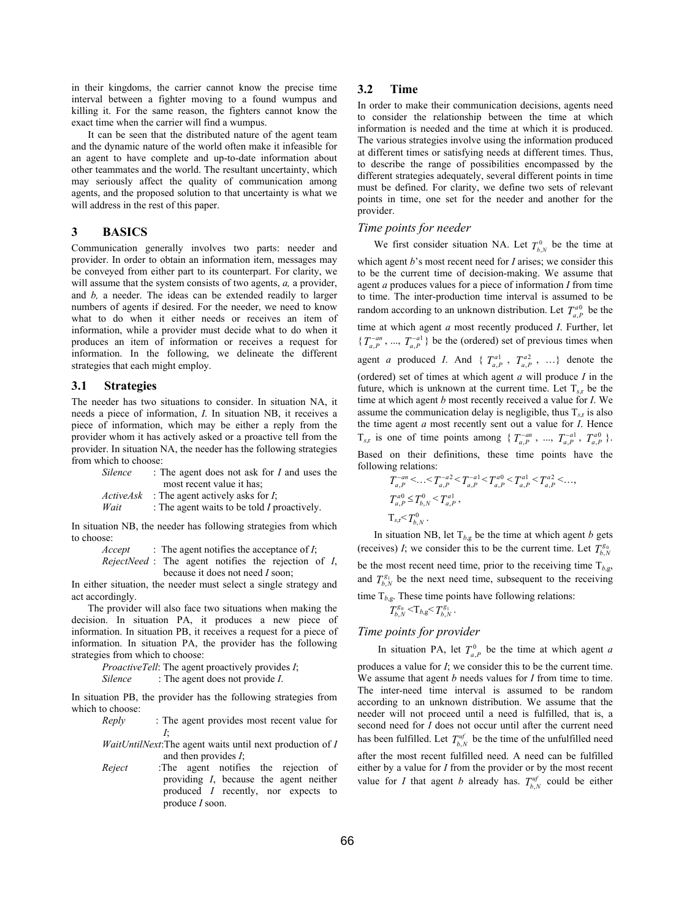in their kingdoms, the carrier cannot know the precise time interval between a fighter moving to a found wumpus and killing it. For the same reason, the fighters cannot know the exact time when the carrier will find a wumpus.

It can be seen that the distributed nature of the agent team and the dynamic nature of the world often make it infeasible for an agent to have complete and up-to-date information about other teammates and the world. The resultant uncertainty, which may seriously affect the quality of communication among agents, and the proposed solution to that uncertainty is what we will address in the rest of this paper.

## 3 BASICS

Communication generally involves two parts: needer and provider. In order to obtain an information item, messages may be conveyed from either part to its counterpart. For clarity, we will assume that the system consists of two agents, *a,* a provider, and *b,* a needer. The ideas can be extended readily to larger numbers of agents if desired. For the needer, we need to know what to do when it either needs or receives an item of information, while a provider must decide what to do when it produces an item of information or receives a request for information. In the following, we delineate the different strategies that each might employ.

### 3.1 Strategies

The needer has two situations to consider. In situation NA, it needs a piece of information, *I*. In situation NB, it receives a piece of information, which may be either a reply from the provider whom it has actively asked or a proactive tell from the provider. In situation NA, the needer has the following strategies from which to choose:

- *Silence* : The agent does not ask for *I* and uses the most recent value it has;
- *ActiveAsk* : The agent actively asks for *I*;
- *Wait* : The agent waits to be told *I* proactively.

In situation NB, the needer has following strategies from which to choose:

- *Accept* : The agent notifies the acceptance of *I*;
- *RejectNeed* : The agent notifies the rejection of *I*, because it does not need *I* soon;

In either situation, the needer must select a single strategy and act accordingly.

The provider will also face two situations when making the decision. In situation PA, it produces a new piece of information. In situation PB, it receives a request for a piece of information. In situation PA, the provider has the following strategies from which to choose:

- *ProactiveTell*: The agent proactively provides *I*;
- *Silence* : The agent does not provide *I*.

In situation PB, the provider has the following strategies from which to choose:

- *Reply* : The agent provides most recent value for *I*;
- *WaitUntilNext*: The agent waits until next production of *I* and then provides *I*;
- *Reject* : The agent notifies the rejection of providing *I*, because the agent neither produced *I* recently, nor expects to produce *I* soon.

### 3.2 Time

In order to make their communication decisions, agents need to consider the relationship between the time at which information is needed and the time at which it is produced. The various strategies involve using the information produced at different times or satisfying needs at different times. Thus, to describe the range of possibilities encompassed by the different strategies adequately, several different points in time must be defined. For clarity, we define two sets of relevant points in time, one set for the needer and another for the provider.

*Time points for needer*

We first consider situation NA. Let $T^{0}_{b,N}$ be the time at which agent *b*'s most recent need for *I* arises; we consider this to be the current time of decision-making. We assume that agent *a* produces values for a piece of information *I* from time to time. The inter-production time interval is assumed to be random according to an unknown distribution. Let $T^{a0}_{a,P}$ be the time at which agent *a* most recently produced *I*. Further, let $\{T^{-an}_{a,P}, ..., T^{-a1}_{a,P}\}$ be the (ordered) set of previous times when agent *a* produced *I*. And $\{T^{a1}_{a,P}, T^{a2}_{a,P}, ...\}$ denote the (ordered) set of times at which agent *a* will produce *I* in the future, which is unknown at the current time. Let $T_{s,r}$ be the time at which agent *b* most recently received a value for *I*. We assume the communication delay is negligible, thus $T_{s,r}$ is also the time agent *a* most recently sent out a value for *I*. Hence $T_{s,r}$ is one of time points among $\{T^{-an}_{a,P}, ..., T^{-a1}_{a,P}, T^{a0}_{a,P}\}$. Based on their definitions, these time points have the following relations:

$$T^{-an}_{a,P} < \ldots < T^{-a2}_{a,P} < T^{-a1}_{a,P} < T^{a0}_{a,P} < T^{a1}_{a,P} < T^{a2}_{a,P} < \ldots,$$

$$T^{a0}_{a,P} \leq T^{0}_{b,N} < T^{a1}_{a,P},$$

$$T_{s,r} < T^{0}_{b,N}.$$

In situation NB, let $T_{b,g}$ be the time at which agent *b* gets (receives) *I*; we consider this to be the current time. Let $T^{g_0}_{b,N}$ be the most recent need time, prior to the receiving time $T_{b,g}$, and $T^{g_1}_{b,N}$ be the next need time, subsequent to the receiving time $T_{b,g}$. These time points have following relations:

$$T^{g_0}_{b,N} < T_{b,g} < T^{g_1}_{b,N}.$$

*Time points for provider*

In situation PA, let $T^{0}_{a,P}$ be the time at which agent *a* produces a value for *I*; we consider this to be the current time. We assume that agent *b* needs values for *I* from time to time. The inter-need time interval is assumed to be random according to an unknown distribution. We assume that the needer will not proceed until a need is fulfilled, that is, a second need for *I* does not occur until after the current need has been fulfilled. Let $T^{uf}_{b,N}$ be the time of the unfulfilled need after the most recent fulfilled need. A need can be fulfilled either by a value for *I* from the provider or by the most recent value for *I* that agent *b* already has. $T^{uf}_{b,N}$ could be either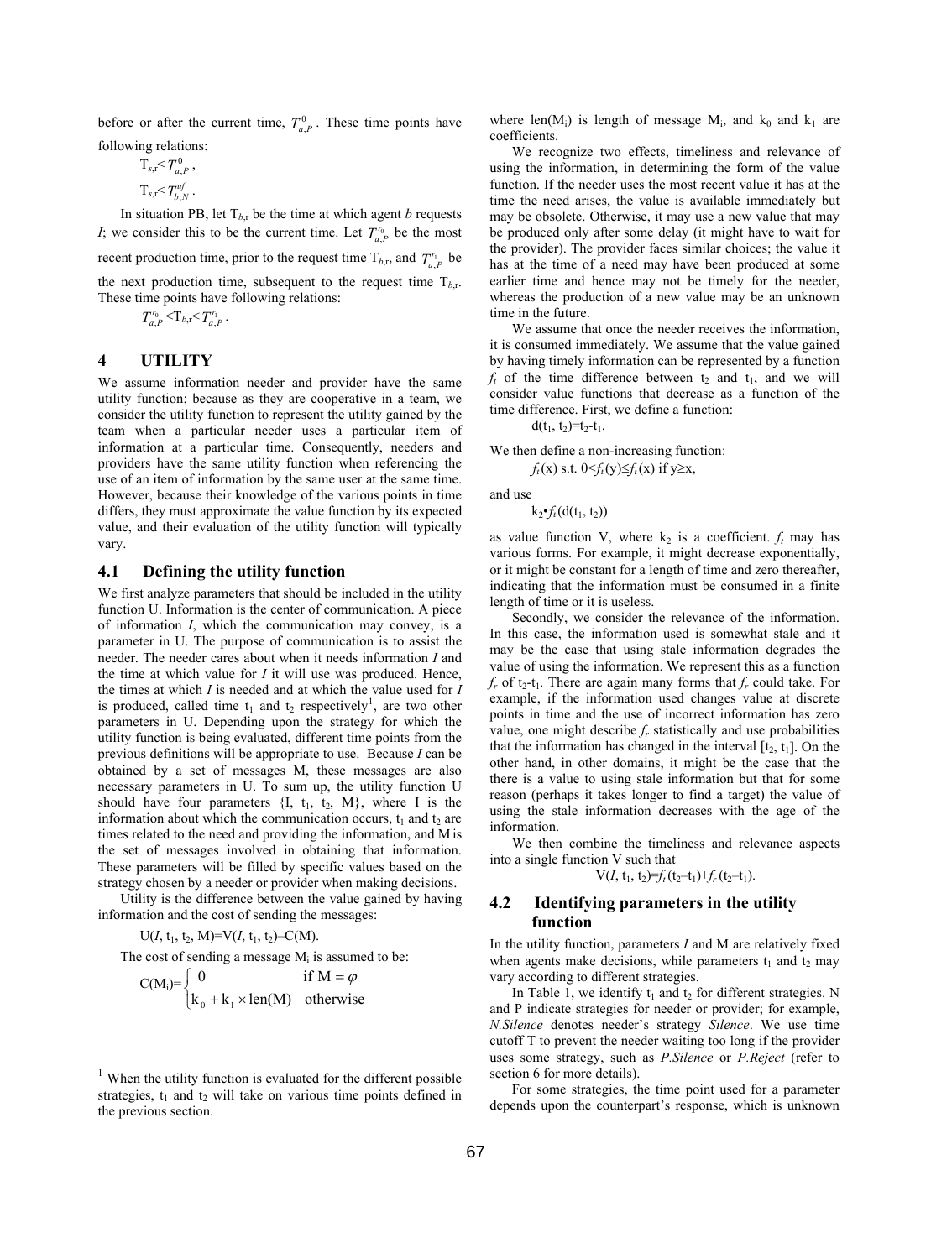before or after the current time, $T^0_{a,P}$. These time points have following relations:

$T_{s,r} < T^0_{a,P}$,

$T_{s,r} < T^{uf}_{b,N}$.

In situation PB, let $T_{b,r}$ be the time at which agent *b* requests *I*; we consider this to be the current time. Let $T^{r_0}_{a,P}$ be the most recent production time, prior to the request time $T_{b,r}$, and $T^{r_1}_{a,P}$ be the next production time, subsequent to the request time $T_{b,r}$. These time points have following relations:

$T^{r_0}_{a,P} < T_{b,r} < T^{r_1}_{a,P}$.

# 4 UTILITY

We assume information needer and provider have the same utility function; because as they are cooperative in a team, we consider the utility function to represent the utility gained by the team when a particular needer uses a particular item of information at a particular time. Consequently, needers and providers have the same utility function when referencing the use of an item of information by the same user at the same time. However, because their knowledge of the various points in time differs, they must approximate the value function by its expected value, and their evaluation of the utility function will typically vary.

## 4.1 Defining the utility function

We first analyze parameters that should be included in the utility function U. Information is the center of communication. A piece of information *I*, which the communication may convey, is a parameter in U. The purpose of communication is to assist the needer. The needer cares about when it needs information *I* and the time at which value for *I* it will use was produced. Hence, the times at which *I* is needed and at which the value used for *I* is produced, called time $t_1$ and $t_2$ respectively[1], are two other parameters in U. Depending upon the strategy for which the utility function is being evaluated, different time points from the previous definitions will be appropriate to use. Because *I* can be obtained by a set of messages M, these messages are also necessary parameters in U. To sum up, the utility function U should have four parameters {I, $t_1$, $t_2$, M}, where I is the information about which the communication occurs, $t_1$ and $t_2$ are times related to the need and providing the information, and M is the set of messages involved in obtaining that information. These parameters will be filled by specific values based on the strategy chosen by a needer or provider when making decisions.

Utility is the difference between the value gained by having information and the cost of sending the messages:

$$U(I, t_1, t_2, M) = V(I, t_1, t_2) - C(M).$$

The cost of sending a message $M_i$ is assumed to be:

$$C(M_i) = \begin{cases} 0 & \text{if } M = \varphi \\ k_0 + k_1 \times \text{len}(M) & \text{otherwise} \end{cases}$$

where len($M_i$) is length of message $M_i$, and $k_0$ and $k_1$ are coefficients.

We recognize two effects, timeliness and relevance of using the information, in determining the form of the value function. If the needer uses the most recent value it has at the time the need arises, the value is available immediately but may be obsolete. Otherwise, it may use a new value that may be produced only after some delay (it might have to wait for the provider). The provider faces similar choices; the value it has at the time of a need may have been produced at some earlier time and hence may not be timely for the needer, whereas the production of a new value may be an unknown time in the future.

We assume that once the needer receives the information, it is consumed immediately. We assume that the value gained by having timely information can be represented by a function $f_t$ of the time difference between $t_2$ and $t_1$, and we will consider value functions that decrease as a function of the time difference. First, we define a function:

$$d(t_1, t_2) = t_2 - t_1.$$

We then define a non-increasing function:

$$f_t(x) \text{ s.t. } 0 < f_t(y) \leq f_t(x) \text{ if } y \geq x,$$

and use

$$k_2 \bullet f_t(d(t_1, t_2))$$

as value function V, where $k_2$ is a coefficient. $f_t$ may has various forms. For example, it might decrease exponentially, or it might be constant for a length of time and zero thereafter, indicating that the information must be consumed in a finite length of time or it is useless.

Secondly, we consider the relevance of the information. In this case, the information used is somewhat stale and it may be the case that using stale information degrades the value of using the information. We represent this as a function $f_r$ of $t_2$-$t_1$. There are again many forms that $f_r$ could take. For example, if the information used changes value at discrete points in time and the use of incorrect information has zero value, one might describe $f_r$ statistically and use probabilities that the information has changed in the interval [$t_2$, $t_1$]. On the other hand, in other domains, it might be the case that the there is a value to using stale information but that for some reason (perhaps it takes longer to find a target) the value of using the stale information decreases with the age of the information.

We then combine the timeliness and relevance aspects into a single function V such that

$$V(I, t_1, t_2) = f_t(t_2 - t_1) + f_r(t_2 - t_1).$$

## 4.2 Identifying parameters in the utility function

In the utility function, parameters *I* and M are relatively fixed when agents make decisions, while parameters $t_1$ and $t_2$ may vary according to different strategies.

In Table 1, we identify $t_1$ and $t_2$ for different strategies. N and P indicate strategies for needer or provider; for example, *N.Silence* denotes needer's strategy *Silence*. We use time cutoff T to prevent the needer waiting too long if the provider uses some strategy, such as *P.Silence* or *P.Reject* (refer to section 6 for more details).

For some strategies, the time point used for a parameter depends upon the counterpart's response, which is unknown

[1] When the utility function is evaluated for the different possible strategies, $t_1$ and $t_2$ will take on various time points defined in the previous section.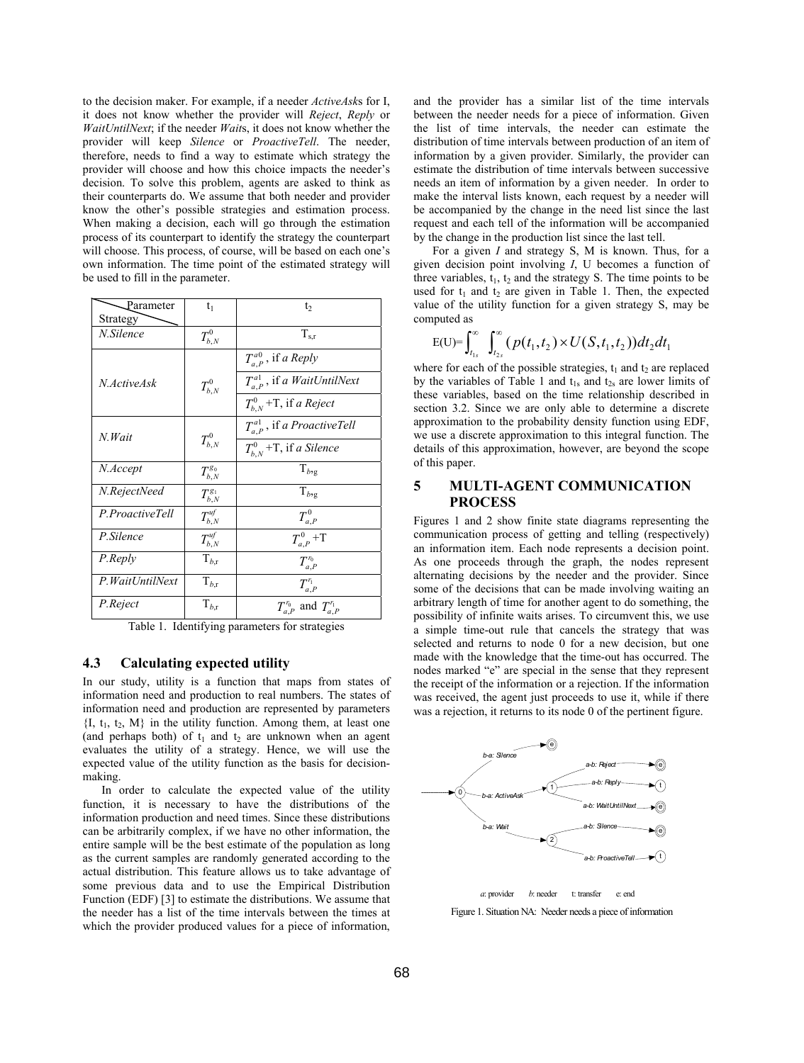to the decision maker. For example, if a needer *ActiveAsk*s for I, it does not know whether the provider will *Reject*, *Reply* or *WaitUntilNext*; if the needer *Wait*s, it does not know whether the provider will keep *Silence* or *ProactiveTell*. The needer, therefore, needs to find a way to estimate which strategy the provider will choose and how this choice impacts the needer's decision. To solve this problem, agents are asked to think as their counterparts do. We assume that both needer and provider know the other's possible strategies and estimation process. When making a decision, each will go through the estimation process of its counterpart to identify the strategy the counterpart will choose. This process, of course, will be based on each one's own information. The time point of the estimated strategy will be used to fill in the parameter.

| Strategy \ Parameter | $t_1$ | $t_2$ |
|---|---|---|
| *N.Silence* | $T^0_{b,N}$ | $T_{s,r}$ |
| *N.ActiveAsk* | $T^0_{b,N}$ | $T^{a0}_{a,P}$, if *a Reply* |
| | | $T^{a1}_{a,P}$, if *a WaitUntilNext* |
| | | $T^0_{b,N}$ +T, if *a Reject* |
| *N.Wait* | $T^0_{b,N}$ | $T^{a1}_{a,P}$, if *a ProactiveTell* |
| | | $T^0_{b,N}$ +T, if *a Silence* |
| *N.Accept* | $T^{g_0}_{b,N}$ | $T_{b,g}$ |
| *N.RejectNeed* | $T^{g_1}_{b,N}$ | $T_{b,g}$ |
| *P.ProactiveTell* | $T^{uf}_{b,N}$ | $T^0_{a,P}$ |
| *P.Silence* | $T^{uf}_{b,N}$ | $T^0_{a,P}$ +T |
| *P.Reply* | $T_{b,r}$ | $T^{r_0}_{a,P}$ |
| *P.WaitUntilNext* | $T_{b,r}$ | $T^{r_1}_{a,P}$ |
| *P.Reject* | $T_{b,r}$ | $T^{r_0}_{a,P}$ and $T^{r_1}_{a,P}$ |

Table 1. Identifying parameters for strategies

### 4.3 Calculating expected utility

In our study, utility is a function that maps from states of information need and production to real numbers. The states of information need and production are represented by parameters $\{I, t_1, t_2, M\}$ in the utility function. Among them, at least one (and perhaps both) of $t_1$ and $t_2$ are unknown when an agent evaluates the utility of a strategy. Hence, we will use the expected value of the utility function as the basis for decision-making.

In order to calculate the expected value of the utility function, it is necessary to have the distributions of the information production and need times. Since these distributions can be arbitrarily complex, if we have no other information, the entire sample will be the best estimate of the population as long as the current samples are randomly generated according to the actual distribution. This feature allows us to take advantage of some previous data and to use the Empirical Distribution Function (EDF) [3] to estimate the distributions. We assume that the needer has a list of the time intervals between the times at which the provider produced values for a piece of information, and the provider has a similar list of the time intervals between the needer needs for a piece of information. Given the list of time intervals, the needer can estimate the distribution of time intervals between production of an item of information by a given provider. Similarly, the provider can estimate the distribution of time intervals between successive needs an item of information by a given needer. In order to make the interval lists known, each request by a needer will be accompanied by the change in the need list since the last request and each tell of the information will be accompanied by the change in the production list since the last tell.

For a given *I* and strategy S, M is known. Thus, for a given decision point involving *I*, U becomes a function of three variables, $t_1$, $t_2$ and the strategy S. The time points to be used for $t_1$ and $t_2$ are given in Table 1. Then, the expected value of the utility function for a given strategy S, may be computed as

$$E(U)=\int_{t_{1s}}^{\infty}\int_{t_{2s}}^{\infty}(p(t_1,t_2)\times U(S,t_1,t_2))dt_2dt_1$$

where for each of the possible strategies, $t_1$ and $t_2$ are replaced by the variables of Table 1 and $t_{1s}$ and $t_{2s}$ are lower limits of these variables, based on the time relationship described in section 3.2. Since we are only able to determine a discrete approximation to the probability density function using EDF, we use a discrete approximation to this integral function. The details of this approximation, however, are beyond the scope of this paper.

## 5 MULTI-AGENT COMMUNICATION PROCESS

Figures 1 and 2 show finite state diagrams representing the communication process of getting and telling (respectively) an information item. Each node represents a decision point. As one proceeds through the graph, the nodes represent alternating decisions by the needer and the provider. Since some of the decisions that can be made involving waiting an arbitrary length of time for another agent to do something, the possibility of infinite waits arises. To circumvent this, we use a simple time-out rule that cancels the strategy that was selected and returns to node 0 for a new decision, but one made with the knowledge that the time-out has occurred. The nodes marked "e" are special in the sense that they represent the receipt of the information or a rejection. If the information was received, the agent just proceeds to use it, while if there was a rejection, it returns to its node 0 of the pertinent figure.

*a*: provider *b*: needer t: transfer e: end

Figure 1. Situation NA: Needer needs a piece of information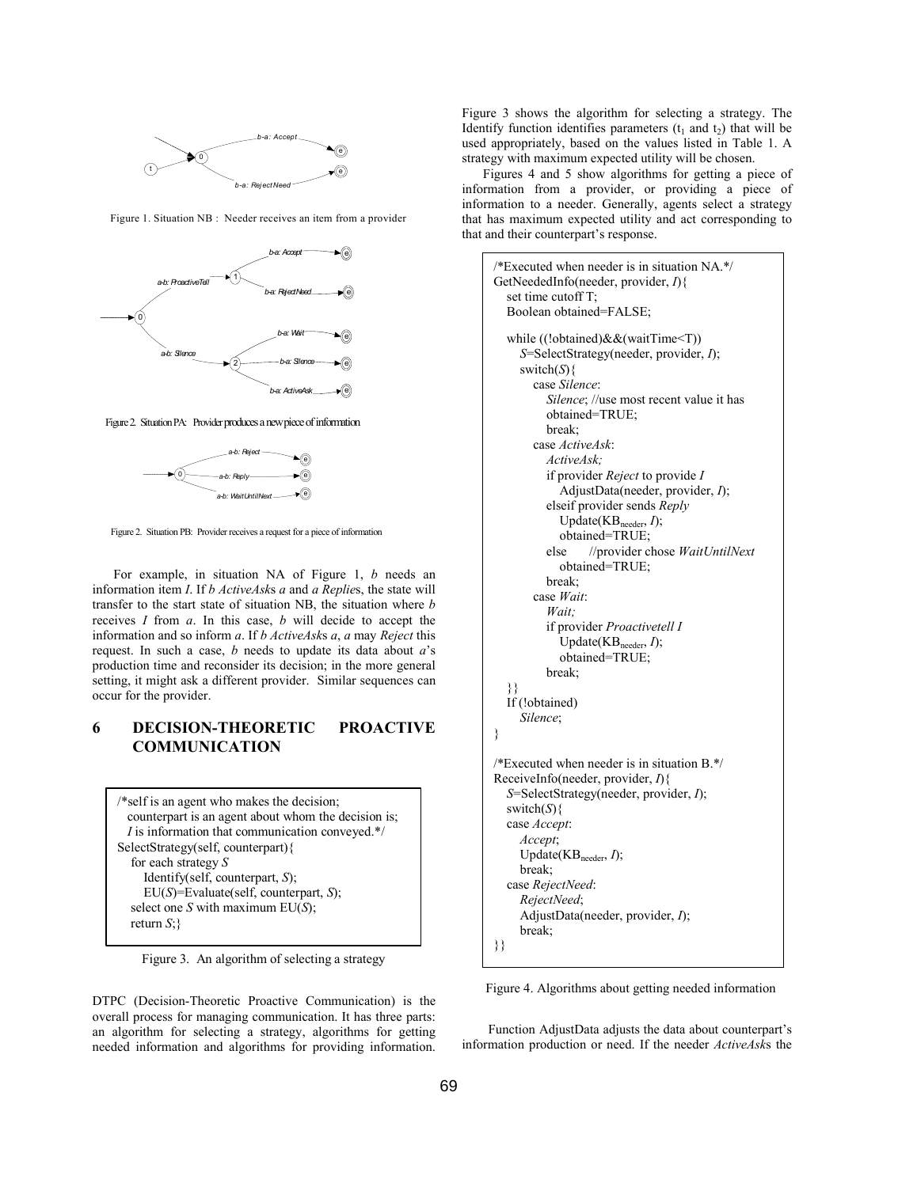Figure 1. Situation NB : Needer receives an item from a provider

Figure 2. Situation PA: Provider produces a new piece of information

Figure 2. Situation PB: Provider receives a request for a piece of information

For example, in situation NA of Figure 1, *b* needs an information item *I*. If *b ActiveAsk*s *a* and *a Replie*s, the state will transfer to the start state of situation NB, the situation where *b* receives *I* from *a*. In this case, *b* will decide to accept the information and so inform *a*. If *b ActiveAsk*s *a*, *a* may *Reject* this request. In such a case, *b* needs to update its data about *a*'s production time and reconsider its decision; in the more general setting, it might ask a different provider. Similar sequences can occur for the provider.

# 6 DECISION-THEORETIC PROACTIVE COMMUNICATION

```
/*self is an agent who makes the decision;
  counterpart is an agent about whom the decision is;
  I is information that communication conveyed.*/
SelectStrategy(self, counterpart){
   for each strategy S
      Identify(self, counterpart, S);
      EU(S)=Evaluate(self, counterpart, S);
   select one S with maximum EU(S);
   return S;}
```

Figure 3. An algorithm of selecting a strategy

DTPC (Decision-Theoretic Proactive Communication) is the overall process for managing communication. It has three parts: an algorithm for selecting a strategy, algorithms for getting needed information and algorithms for providing information. Figure 3 shows the algorithm for selecting a strategy. The Identify function identifies parameters ($t_1$ and $t_2$) that will be used appropriately, based on the values listed in Table 1. A strategy with maximum expected utility will be chosen.

Figures 4 and 5 show algorithms for getting a piece of information from a provider, or providing a piece of information to a needer. Generally, agents select a strategy that has maximum expected utility and act corresponding to that and their counterpart's response.

```
/*Executed when needer is in situation NA.*/
GetNeededInfo(needer, provider, I){
   set time cutoff T;
   Boolean obtained=FALSE;

   while ((!obtained)&&(waitTime<T))
      S=SelectStrategy(needer, provider, I);
      switch(S){
         case Silence:
            Silence; //use most recent value it has
            obtained=TRUE;
            break;
         case ActiveAsk:
            ActiveAsk;
            if provider Reject to provide I
               AdjustData(needer, provider, I);
            elseif provider sends Reply
               Update(KB_needer, I);
               obtained=TRUE;
            else      //provider chose WaitUntilNext
               obtained=TRUE;
            break;
         case Wait:
            Wait;
            if provider Proactivetell I
               Update(KB_needer, I);
               obtained=TRUE;
            break;
   }}
   If (!obtained)
      Silence;
}

/*Executed when needer is in situation B.*/
ReceiveInfo(needer, provider, I){
   S=SelectStrategy(needer, provider, I);
   switch(S){
   case Accept:
      Accept;
      Update(KB_needer, I);
      break;
   case RejectNeed:
      RejectNeed;
      AdjustData(needer, provider, I);
      break;
}}
```

Figure 4. Algorithms about getting needed information

Function AdjustData adjusts the data about counterpart's information production or need. If the needer *ActiveAsk*s the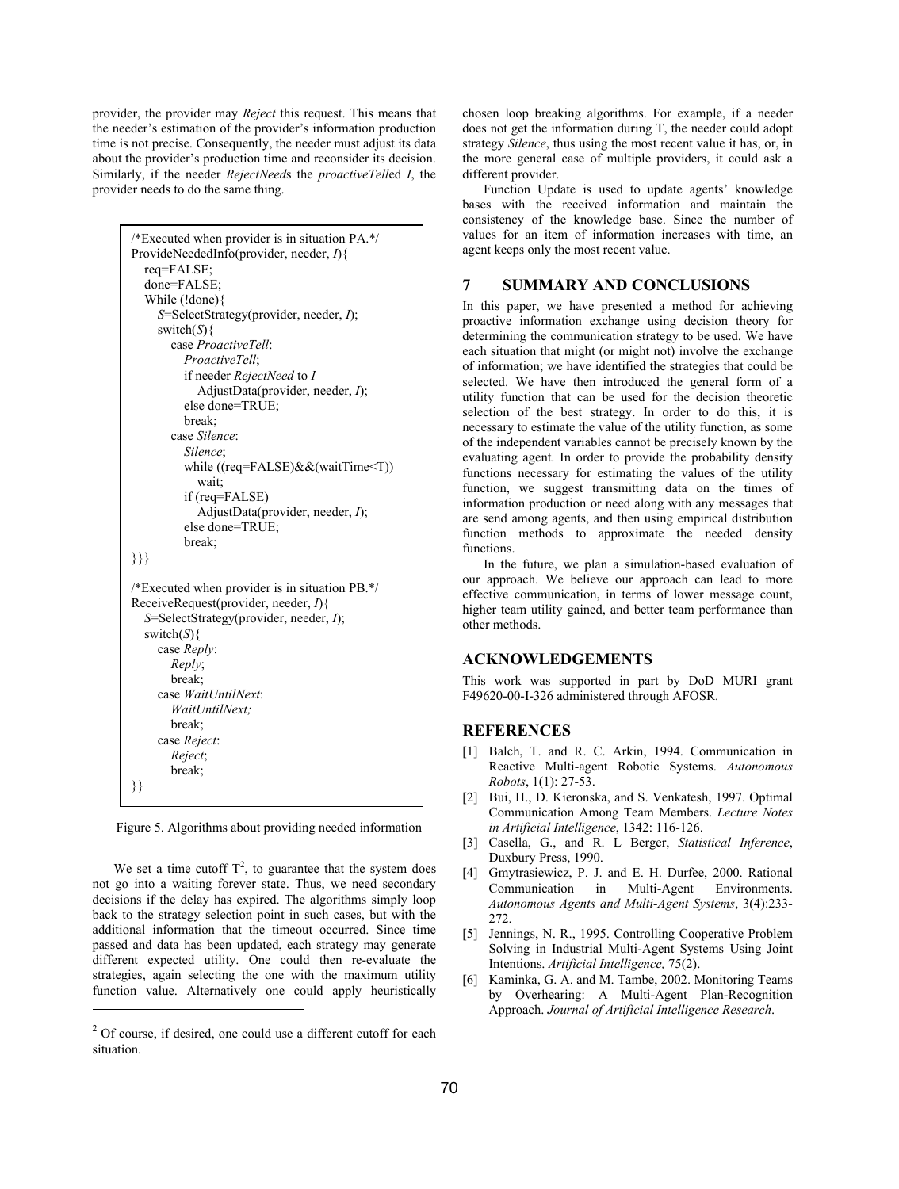provider, the provider may *Reject* this request. This means that the needer's estimation of the provider's information production time is not precise. Consequently, the needer must adjust its data about the provider's production time and reconsider its decision. Similarly, if the needer *RejectNeed*s the *proactiveTell*ed *I*, the provider needs to do the same thing.

```
/*Executed when provider is in situation PA.*/
ProvideNeededInfo(provider, needer, I){
   req=FALSE;
   done=FALSE;
   While (!done){
      S=SelectStrategy(provider, needer, I);
      switch(S){
         case ProactiveTell:
            ProactiveTell;
            if needer RejectNeed to I
               AdjustData(provider, needer, I);
            else done=TRUE;
            break;
         case Silence:
            Silence;
            while ((req=FALSE)&&(waitTime<T))
               wait;
            if (req=FALSE)
               AdjustData(provider, needer, I);
            else done=TRUE;
            break;
}}}

/*Executed when provider is in situation PB.*/
ReceiveRequest(provider, needer, I){
   S=SelectStrategy(provider, needer, I);
   switch(S){
      case Reply:
         Reply;
         break;
      case WaitUntilNext:
         WaitUntilNext;
         break;
      case Reject:
         Reject;
         break;
}}
```

Figure 5. Algorithms about providing needed information

We set a time cutoff T[2], to guarantee that the system does not go into a waiting forever state. Thus, we need secondary decisions if the delay has expired. The algorithms simply loop back to the strategy selection point in such cases, but with the additional information that the timeout occurred. Since time passed and data has been updated, each strategy may generate different expected utility. One could then re-evaluate the strategies, again selecting the one with the maximum utility function value. Alternatively one could apply heuristically chosen loop breaking algorithms. For example, if a needer does not get the information during T, the needer could adopt strategy *Silence*, thus using the most recent value it has, or, in the more general case of multiple providers, it could ask a different provider.

Function Update is used to update agents' knowledge bases with the received information and maintain the consistency of the knowledge base. Since the number of values for an item of information increases with time, an agent keeps only the most recent value.

## 7 SUMMARY AND CONCLUSIONS

In this paper, we have presented a method for achieving proactive information exchange using decision theory for determining the communication strategy to be used. We have each situation that might (or might not) involve the exchange of information; we have identified the strategies that could be selected. We have then introduced the general form of a utility function that can be used for the decision theoretic selection of the best strategy. In order to do this, it is necessary to estimate the value of the utility function, as some of the independent variables cannot be precisely known by the evaluating agent. In order to provide the probability density functions necessary for estimating the values of the utility function, we suggest transmitting data on the times of information production or need along with any messages that are send among agents, and then using empirical distribution function methods to approximate the needed density functions.

In the future, we plan a simulation-based evaluation of our approach. We believe our approach can lead to more effective communication, in terms of lower message count, higher team utility gained, and better team performance than other methods.

## ACKNOWLEDGEMENTS

This work was supported in part by DoD MURI grant F49620-00-I-326 administered through AFOSR.

## REFERENCES

[1] Balch, T. and R. C. Arkin, 1994. Communication in Reactive Multi-agent Robotic Systems. *Autonomous Robots*, 1(1): 27-53.

[2] Bui, H., D. Kieronska, and S. Venkatesh, 1997. Optimal Communication Among Team Members. *Lecture Notes in Artificial Intelligence*, 1342: 116-126.

[3] Casella, G., and R. L Berger, *Statistical Inference*, Duxbury Press, 1990.

[4] Gmytrasiewicz, P. J. and E. H. Durfee, 2000. Rational Communication in Multi-Agent Environments. *Autonomous Agents and Multi-Agent Systems*, 3(4):233-272.

[5] Jennings, N. R., 1995. Controlling Cooperative Problem Solving in Industrial Multi-Agent Systems Using Joint Intentions. *Artificial Intelligence,* 75(2).

[6] Kaminka, G. A. and M. Tambe, 2002. Monitoring Teams by Overhearing: A Multi-Agent Plan-Recognition Approach. *Journal of Artificial Intelligence Research*.

[2] Of course, if desired, one could use a different cutoff for each situation.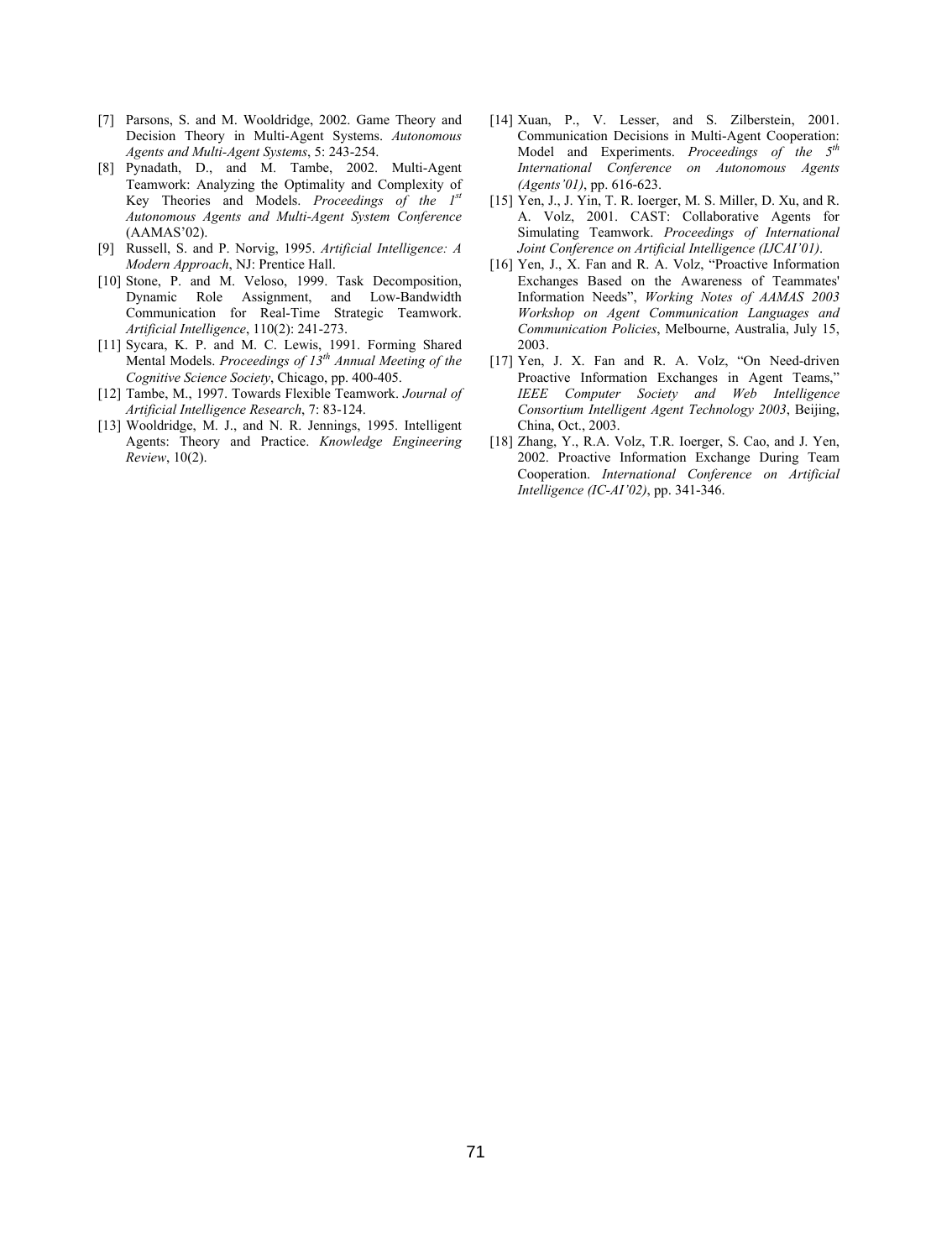[7] Parsons, S. and M. Wooldridge, 2002. Game Theory and Decision Theory in Multi-Agent Systems. *Autonomous Agents and Multi-Agent Systems*, 5: 243-254.

[8] Pynadath, D., and M. Tambe, 2002. Multi-Agent Teamwork: Analyzing the Optimality and Complexity of Key Theories and Models. *Proceedings of the 1st Autonomous Agents and Multi-Agent System Conference* (AAMAS'02).

[9] Russell, S. and P. Norvig, 1995. *Artificial Intelligence: A Modern Approach*, NJ: Prentice Hall.

[10] Stone, P. and M. Veloso, 1999. Task Decomposition, Dynamic Role Assignment, and Low-Bandwidth Communication for Real-Time Strategic Teamwork. *Artificial Intelligence*, 110(2): 241-273.

[11] Sycara, K. P. and M. C. Lewis, 1991. Forming Shared Mental Models. *Proceedings of 13th Annual Meeting of the Cognitive Science Society*, Chicago, pp. 400-405.

[12] Tambe, M., 1997. Towards Flexible Teamwork. *Journal of Artificial Intelligence Research*, 7: 83-124.

[13] Wooldridge, M. J., and N. R. Jennings, 1995. Intelligent Agents: Theory and Practice. *Knowledge Engineering Review*, 10(2).

[14] Xuan, P., V. Lesser, and S. Zilberstein, 2001. Communication Decisions in Multi-Agent Cooperation: Model and Experiments. *Proceedings of the 5th International Conference on Autonomous Agents (Agents'01)*, pp. 616-623.

[15] Yen, J., J. Yin, T. R. Ioerger, M. S. Miller, D. Xu, and R. A. Volz, 2001. CAST: Collaborative Agents for Simulating Teamwork. *Proceedings of International Joint Conference on Artificial Intelligence (IJCAI'01)*.

[16] Yen, J., X. Fan and R. A. Volz, "Proactive Information Exchanges Based on the Awareness of Teammates' Information Needs", *Working Notes of AAMAS 2003 Workshop on Agent Communication Languages and Communication Policies*, Melbourne, Australia, July 15, 2003.

[17] Yen, J. X. Fan and R. A. Volz, "On Need-driven Proactive Information Exchanges in Agent Teams," *IEEE Computer Society and Web Intelligence Consortium Intelligent Agent Technology 2003*, Beijing, China, Oct., 2003.

[18] Zhang, Y., R.A. Volz, T.R. Ioerger, S. Cao, and J. Yen, 2002. Proactive Information Exchange During Team Cooperation. *International Conference on Artificial Intelligence (IC-AI'02)*, pp. 341-346.